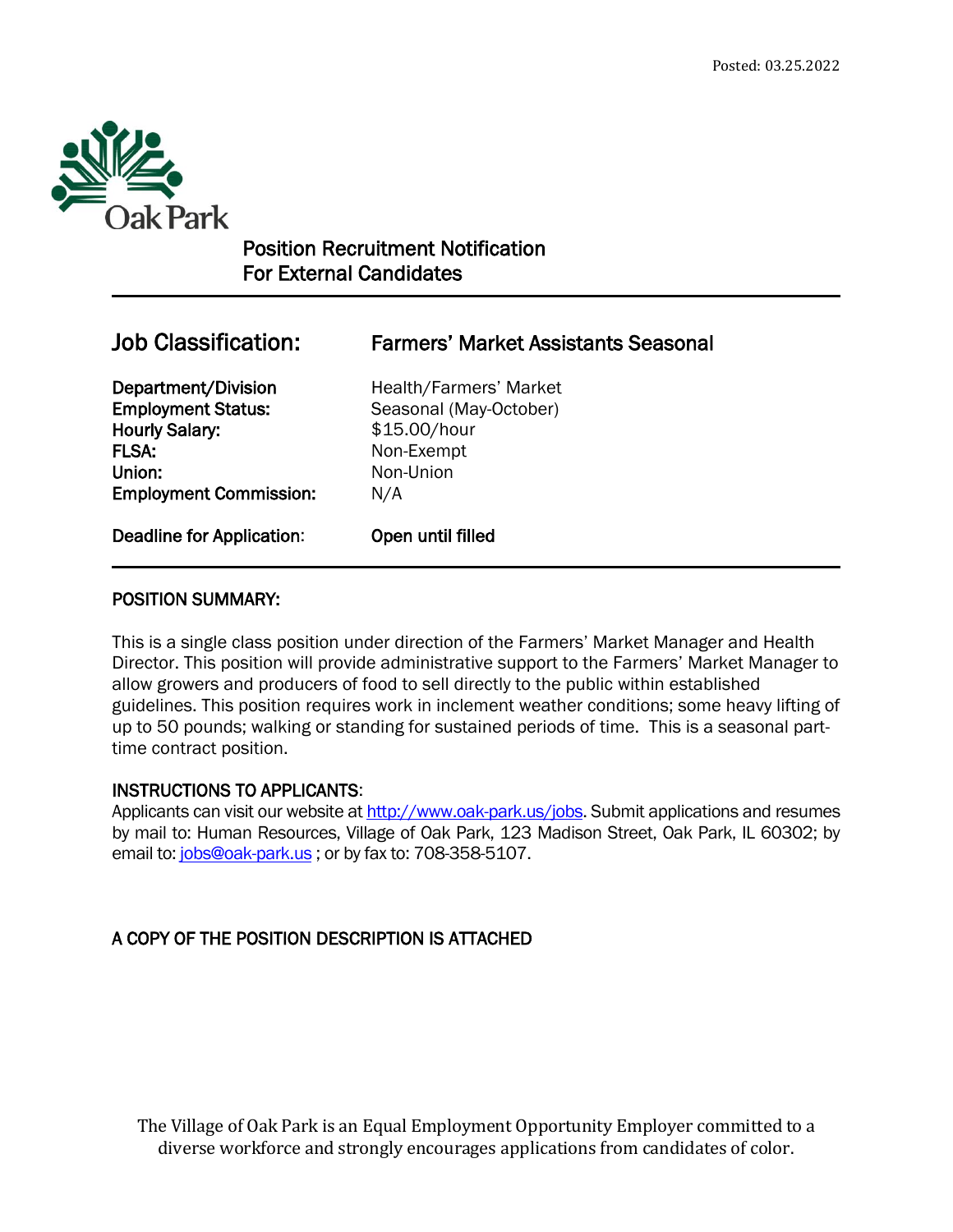Posted: 03.25.2022

Oak Park

## Position Recruitment Notification
## For External Candidates

| **Job Classification:** | **Farmers' Market Assistants Seasonal** |
|---|---|
| **Department/Division** | Health/Farmers' Market |
| **Employment Status:** | Seasonal (May-October) |
| **Hourly Salary:** | $15.00/hour |
| **FLSA:** | Non-Exempt |
| **Union:** | Non-Union |
| **Employment Commission:** | N/A |
| **Deadline for Application:** | **Open until filled** |

### POSITION SUMMARY:

This is a single class position under direction of the Farmers' Market Manager and Health Director. This position will provide administrative support to the Farmers' Market Manager to allow growers and producers of food to sell directly to the public within established guidelines. This position requires work in inclement weather conditions; some heavy lifting of up to 50 pounds; walking or standing for sustained periods of time. This is a seasonal part-time contract position.

### INSTRUCTIONS TO APPLICANTS:

Applicants can visit our website at http://www.oak-park.us/jobs. Submit applications and resumes by mail to: Human Resources, Village of Oak Park, 123 Madison Street, Oak Park, IL 60302; by email to: jobs@oak-park.us ; or by fax to: 708-358-5107.

### A COPY OF THE POSITION DESCRIPTION IS ATTACHED

The Village of Oak Park is an Equal Employment Opportunity Employer committed to a diverse workforce and strongly encourages applications from candidates of color.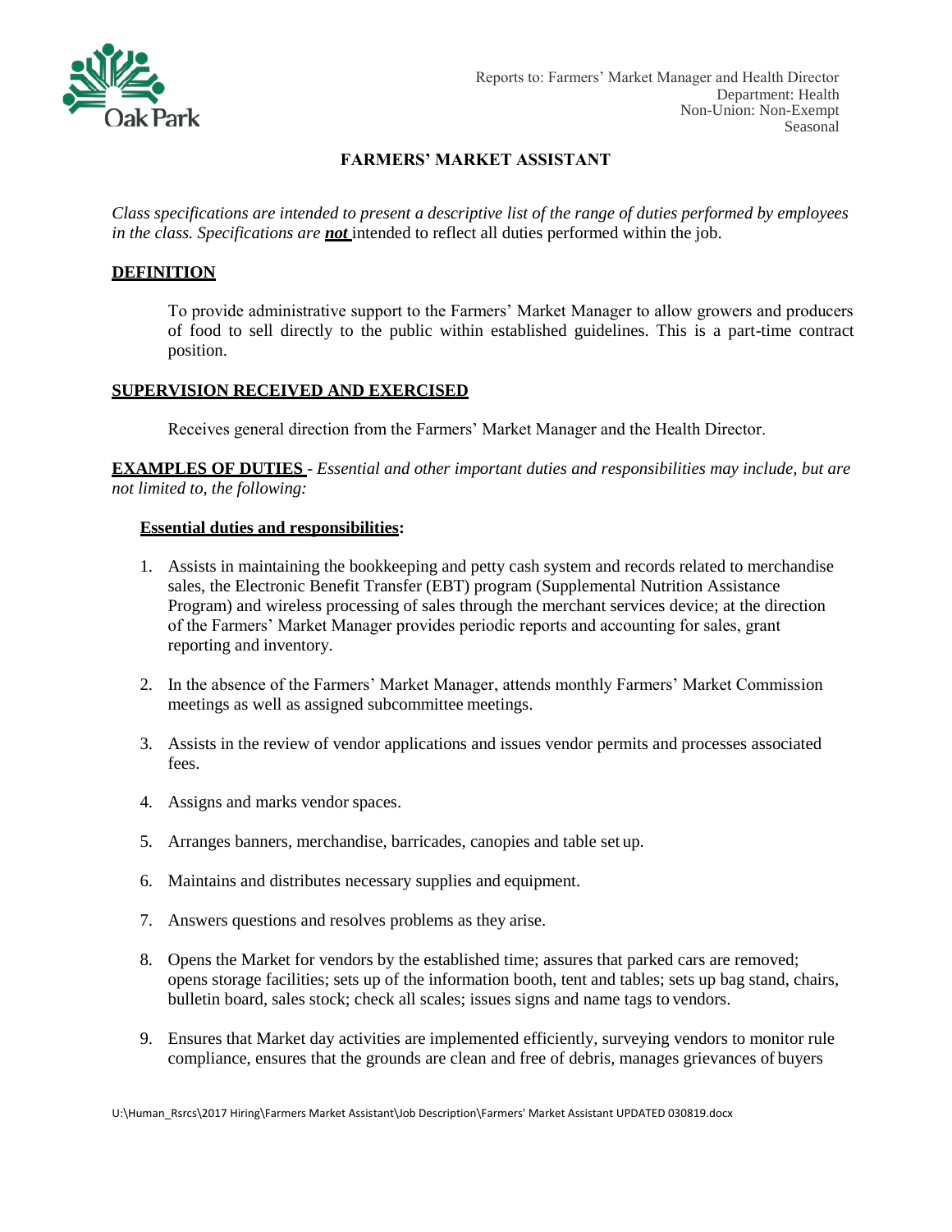Reports to: Farmers' Market Manager and Health Director
Department: Health
Non-Union: Non-Exempt
Seasonal

# FARMERS' MARKET ASSISTANT

*Class specifications are intended to present a descriptive list of the range of duties performed by employees in the class. Specifications are **not** intended to reflect all duties performed within the job.*

## DEFINITION

To provide administrative support to the Farmers' Market Manager to allow growers and producers of food to sell directly to the public within established guidelines. This is a part-time contract position.

## SUPERVISION RECEIVED AND EXERCISED

Receives general direction from the Farmers' Market Manager and the Health Director.

**EXAMPLES OF DUTIES** - *Essential and other important duties and responsibilities may include, but are not limited to, the following:*

### Essential duties and responsibilities:

1. Assists in maintaining the bookkeeping and petty cash system and records related to merchandise sales, the Electronic Benefit Transfer (EBT) program (Supplemental Nutrition Assistance Program) and wireless processing of sales through the merchant services device; at the direction of the Farmers' Market Manager provides periodic reports and accounting for sales, grant reporting and inventory.

2. In the absence of the Farmers' Market Manager, attends monthly Farmers' Market Commission meetings as well as assigned subcommittee meetings.

3. Assists in the review of vendor applications and issues vendor permits and processes associated fees.

4. Assigns and marks vendor spaces.

5. Arranges banners, merchandise, barricades, canopies and table set up.

6. Maintains and distributes necessary supplies and equipment.

7. Answers questions and resolves problems as they arise.

8. Opens the Market for vendors by the established time; assures that parked cars are removed; opens storage facilities; sets up of the information booth, tent and tables; sets up bag stand, chairs, bulletin board, sales stock; check all scales; issues signs and name tags to vendors.

9. Ensures that Market day activities are implemented efficiently, surveying vendors to monitor rule compliance, ensures that the grounds are clean and free of debris, manages grievances of buyers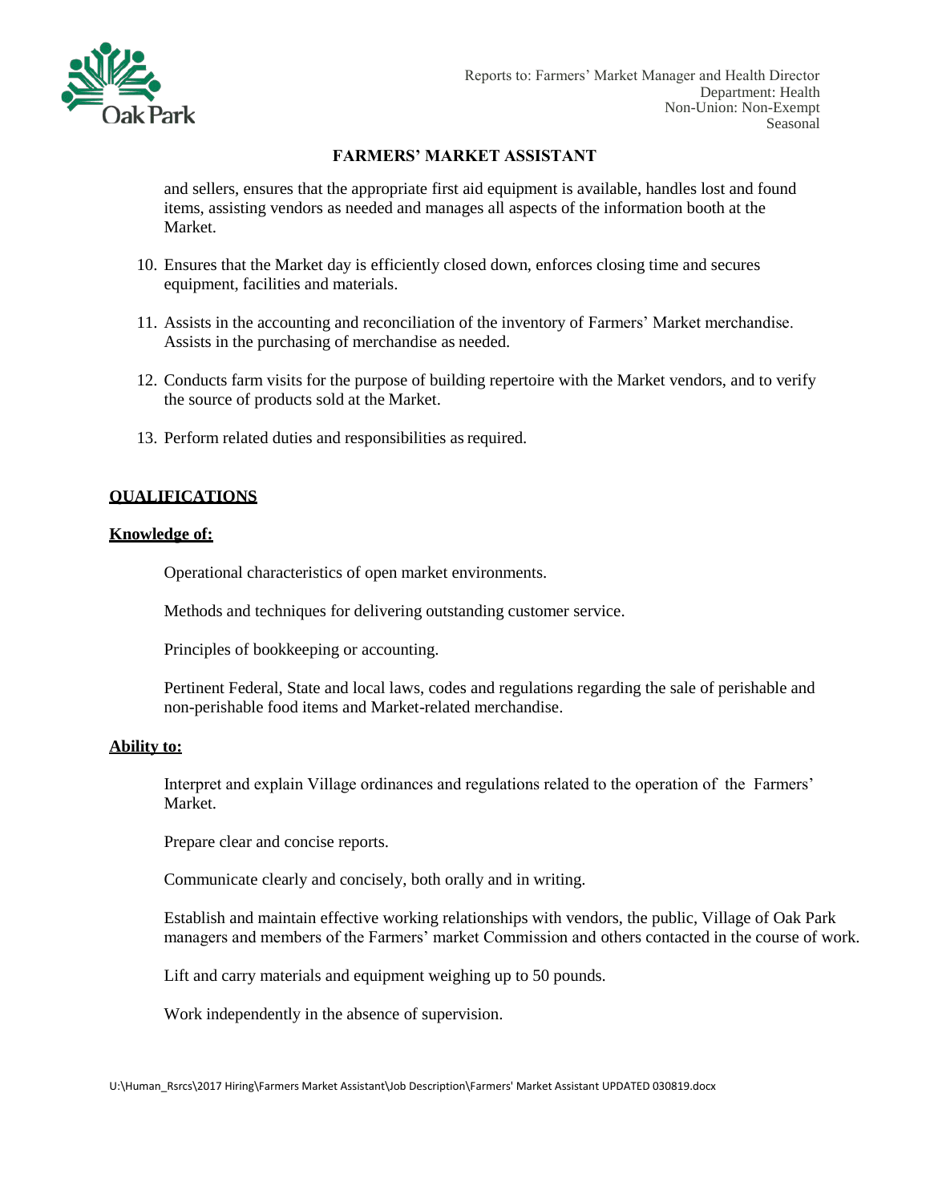and sellers, ensures that the appropriate first aid equipment is available, handles lost and found items, assisting vendors as needed and manages all aspects of the information booth at the Market.

10. Ensures that the Market day is efficiently closed down, enforces closing time and secures equipment, facilities and materials.

11. Assists in the accounting and reconciliation of the inventory of Farmers' Market merchandise. Assists in the purchasing of merchandise as needed.

12. Conducts farm visits for the purpose of building repertoire with the Market vendors, and to verify the source of products sold at the Market.

13. Perform related duties and responsibilities as required.

## QUALIFICATIONS

### Knowledge of:

Operational characteristics of open market environments.

Methods and techniques for delivering outstanding customer service.

Principles of bookkeeping or accounting.

Pertinent Federal, State and local laws, codes and regulations regarding the sale of perishable and non-perishable food items and Market-related merchandise.

### Ability to:

Interpret and explain Village ordinances and regulations related to the operation of the Farmers' Market.

Prepare clear and concise reports.

Communicate clearly and concisely, both orally and in writing.

Establish and maintain effective working relationships with vendors, the public, Village of Oak Park managers and members of the Farmers' market Commission and others contacted in the course of work.

Lift and carry materials and equipment weighing up to 50 pounds.

Work independently in the absence of supervision.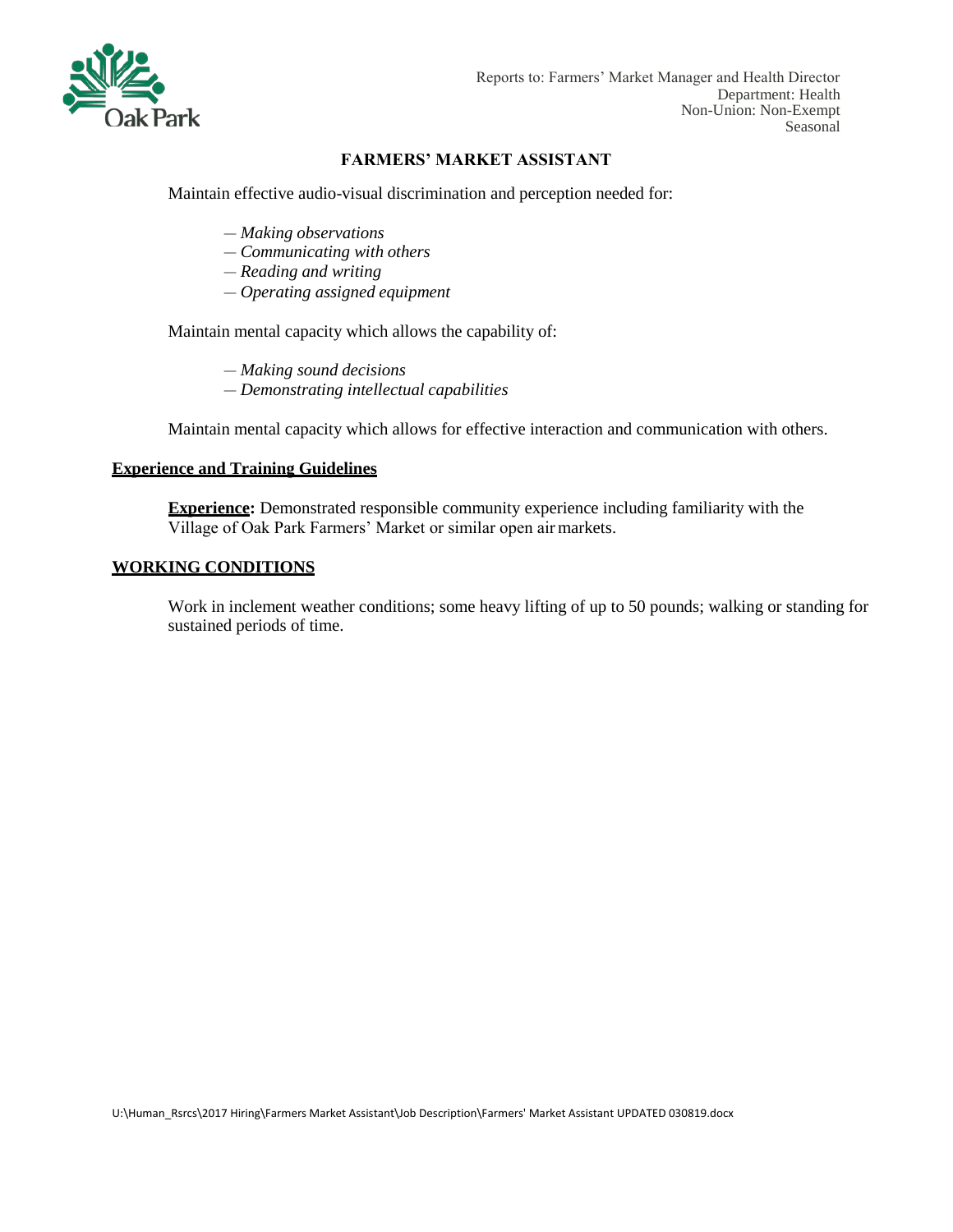Reports to: Farmers' Market Manager and Health Director
Department: Health
Non-Union: Non-Exempt
Seasonal

**FARMERS' MARKET ASSISTANT**

Maintain effective audio-visual discrimination and perception needed for:

- *Making observations*
- *Communicating with others*
- *Reading and writing*
- *Operating assigned equipment*

Maintain mental capacity which allows the capability of:

- *Making sound decisions*
- *Demonstrating intellectual capabilities*

Maintain mental capacity which allows for effective interaction and communication with others.

## Experience and Training Guidelines

**Experience:** Demonstrated responsible community experience including familiarity with the Village of Oak Park Farmers' Market or similar open air markets.

## WORKING CONDITIONS

Work in inclement weather conditions; some heavy lifting of up to 50 pounds; walking or standing for sustained periods of time.

U:\Human_Rsrcs\2017 Hiring\Farmers Market Assistant\Job Description\Farmers' Market Assistant UPDATED 030819.docx